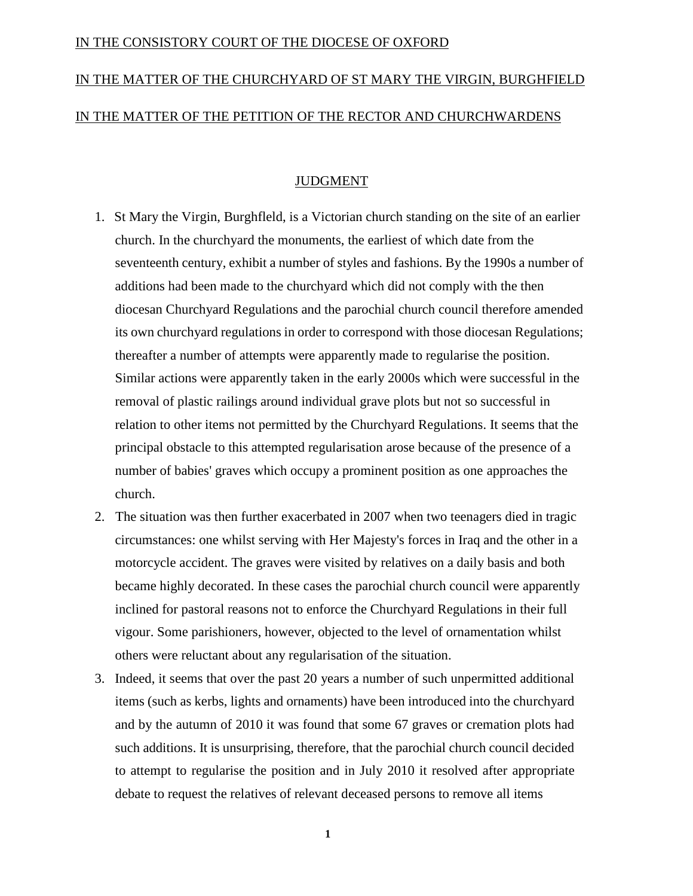IN THE CONSISTORY COURT OF THE DIOCESE OF OXFORD

IN THE MATTER OF THE CHURCHYARD OF ST MARY THE VIRGIN, BURGHFIELD

IN THE MATTER OF THE PETITION OF THE RECTOR AND CHURCHWARDENS

## JUDGMENT

1. St Mary the Virgin, Burghfleld, is a Victorian church standing on the site of an earlier church. In the churchyard the monuments, the earliest of which date from the seventeenth century, exhibit a number of styles and fashions. By the 1990s a number of additions had been made to the churchyard which did not comply with the then diocesan Churchyard Regulations and the parochial church council therefore amended its own churchyard regulations in order to correspond with those diocesan Regulations; thereafter a number of attempts were apparently made to regularise the position. Similar actions were apparently taken in the early 2000s which were successful in the removal of plastic railings around individual grave plots but not so successful in relation to other items not permitted by the Churchyard Regulations. It seems that the principal obstacle to this attempted regularisation arose because of the presence of a number of babies' graves which occupy a prominent position as one approaches the church.
2. The situation was then further exacerbated in 2007 when two teenagers died in tragic circumstances: one whilst serving with Her Majesty's forces in Iraq and the other in a motorcycle accident. The graves were visited by relatives on a daily basis and both became highly decorated. In these cases the parochial church council were apparently inclined for pastoral reasons not to enforce the Churchyard Regulations in their full vigour. Some parishioners, however, objected to the level of ornamentation whilst others were reluctant about any regularisation of the situation.
3. Indeed, it seems that over the past 20 years a number of such unpermitted additional items (such as kerbs, lights and ornaments) have been introduced into the churchyard and by the autumn of 2010 it was found that some 67 graves or cremation plots had such additions. It is unsurprising, therefore, that the parochial church council decided to attempt to regularise the position and in July 2010 it resolved after appropriate debate to request the relatives of relevant deceased persons to remove all items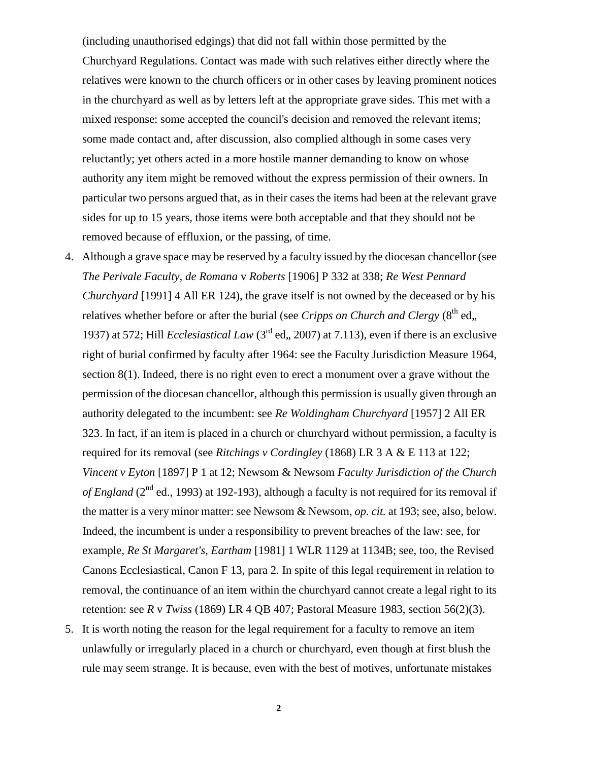(including unauthorised edgings) that did not fall within those permitted by the Churchyard Regulations. Contact was made with such relatives either directly where the relatives were known to the church officers or in other cases by leaving prominent notices in the churchyard as well as by letters left at the appropriate grave sides. This met with a mixed response: some accepted the council's decision and removed the relevant items; some made contact and, after discussion, also complied although in some cases very reluctantly; yet others acted in a more hostile manner demanding to know on whose authority any item might be removed without the express permission of their owners. In particular two persons argued that, as in their cases the items had been at the relevant grave sides for up to 15 years, those items were both acceptable and that they should not be removed because of effluxion, or the passing, of time.

4. Although a grave space may be reserved by a faculty issued by the diocesan chancellor (see *The Perivale Faculty, de Romana* v *Roberts* [1906] P 332 at 338; *Re West Pennard Churchyard* [1991] 4 All ER 124), the grave itself is not owned by the deceased or by his relatives whether before or after the burial (see *Cripps on Church and Clergy* (8th ed,, 1937) at 572; Hill *Ecclesiastical Law* (3rd ed,, 2007) at 7.113), even if there is an exclusive right of burial confirmed by faculty after 1964: see the Faculty Jurisdiction Measure 1964, section 8(1). Indeed, there is no right even to erect a monument over a grave without the permission of the diocesan chancellor, although this permission is usually given through an authority delegated to the incumbent: see *Re Woldingham Churchyard* [1957] 2 All ER 323. In fact, if an item is placed in a church or churchyard without permission, a faculty is required for its removal (see *Ritchings v Cordingley* (1868) LR 3 A & E 113 at 122; *Vincent v Eyton* [1897] P 1 at 12; Newsom & Newsom *Faculty Jurisdiction of the Church of England* (2nd ed., 1993) at 192-193), although a faculty is not required for its removal if the matter is a very minor matter: see Newsom & Newsom, *op. cit.* at 193; see, also, below. Indeed, the incumbent is under a responsibility to prevent breaches of the law: see, for example, *Re St Margaret's, Eartham* [1981] 1 WLR 1129 at 1134B; see, too, the Revised Canons Ecclesiastical, Canon F 13, para 2. In spite of this legal requirement in relation to removal, the continuance of an item within the churchyard cannot create a legal right to its retention: see *R* v *Twiss* (1869) LR 4 QB 407; Pastoral Measure 1983, section 56(2)(3).

5. It is worth noting the reason for the legal requirement for a faculty to remove an item unlawfully or irregularly placed in a church or churchyard, even though at first blush the rule may seem strange. It is because, even with the best of motives, unfortunate mistakes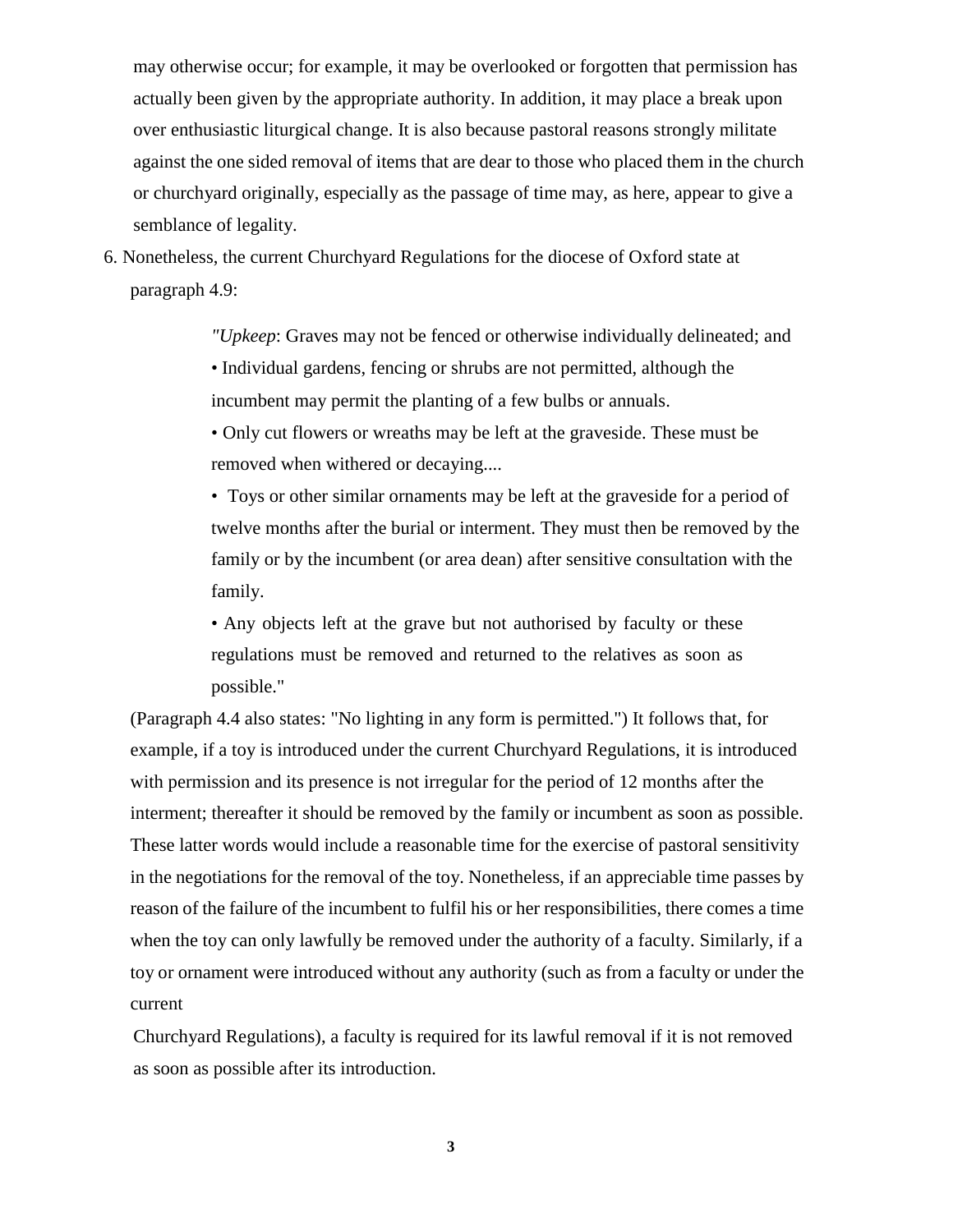may otherwise occur; for example, it may be overlooked or forgotten that permission has actually been given by the appropriate authority. In addition, it may place a break upon over enthusiastic liturgical change. It is also because pastoral reasons strongly militate against the one sided removal of items that are dear to those who placed them in the church or churchyard originally, especially as the passage of time may, as here, appear to give a semblance of legality.

6. Nonetheless, the current Churchyard Regulations for the diocese of Oxford state at paragraph 4.9:

> *"Upkeep*: Graves may not be fenced or otherwise individually delineated; and
>
> • Individual gardens, fencing or shrubs are not permitted, although the incumbent may permit the planting of a few bulbs or annuals.
>
> • Only cut flowers or wreaths may be left at the graveside. These must be removed when withered or decaying....
>
> • Toys or other similar ornaments may be left at the graveside for a period of twelve months after the burial or interment. They must then be removed by the family or by the incumbent (or area dean) after sensitive consultation with the family.
>
> • Any objects left at the grave but not authorised by faculty or these regulations must be removed and returned to the relatives as soon as possible."

(Paragraph 4.4 also states: "No lighting in any form is permitted.") It follows that, for example, if a toy is introduced under the current Churchyard Regulations, it is introduced with permission and its presence is not irregular for the period of 12 months after the interment; thereafter it should be removed by the family or incumbent as soon as possible. These latter words would include a reasonable time for the exercise of pastoral sensitivity in the negotiations for the removal of the toy. Nonetheless, if an appreciable time passes by reason of the failure of the incumbent to fulfil his or her responsibilities, there comes a time when the toy can only lawfully be removed under the authority of a faculty. Similarly, if a toy or ornament were introduced without any authority (such as from a faculty or under the current Churchyard Regulations), a faculty is required for its lawful removal if it is not removed as soon as possible after its introduction.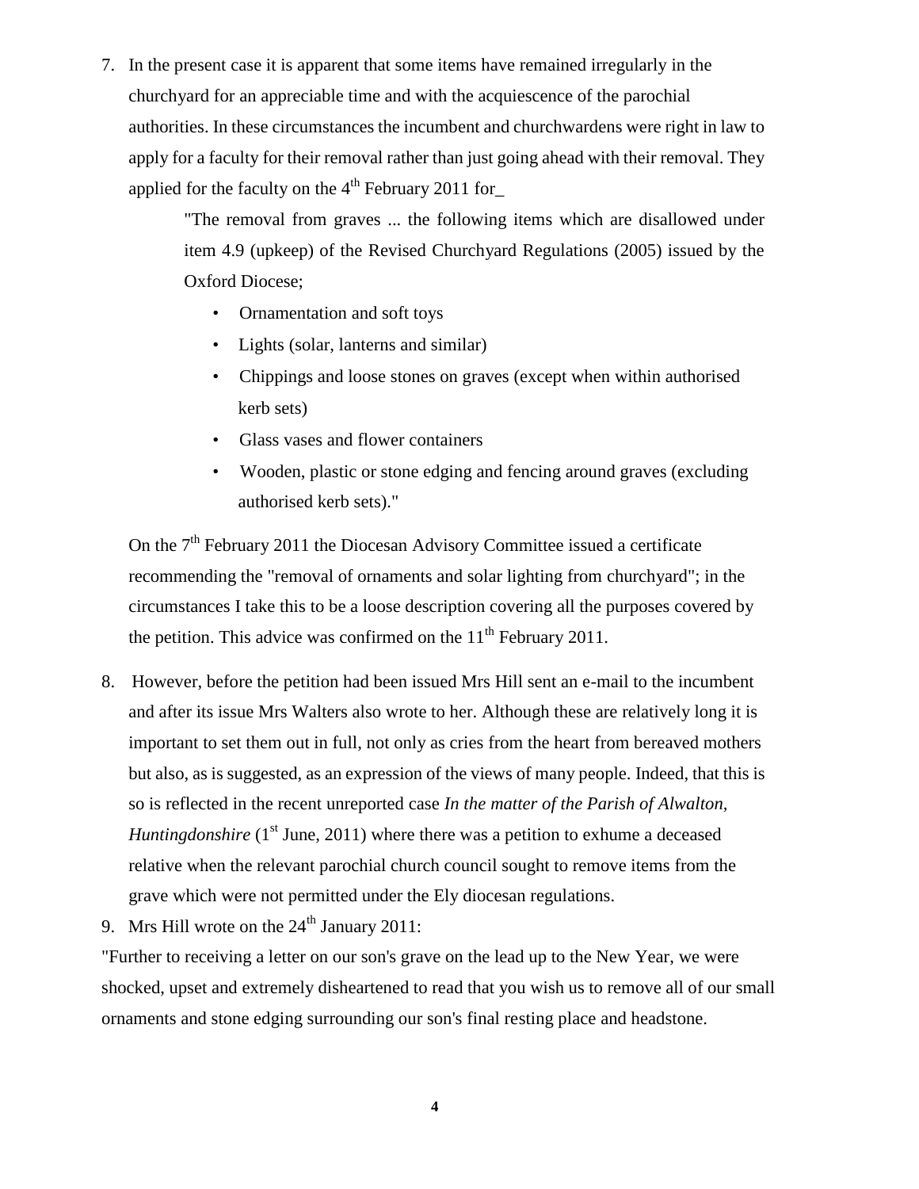7. In the present case it is apparent that some items have remained irregularly in the churchyard for an appreciable time and with the acquiescence of the parochial authorities. In these circumstances the incumbent and churchwardens were right in law to apply for a faculty for their removal rather than just going ahead with their removal. They applied for the faculty on the 4th February 2011 for_

   > "The removal from graves ... the following items which are disallowed under item 4.9 (upkeep) of the Revised Churchyard Regulations (2005) issued by the Oxford Diocese;
   >
   > - Ornamentation and soft toys
   > - Lights (solar, lanterns and similar)
   > - Chippings and loose stones on graves (except when within authorised kerb sets)
   > - Glass vases and flower containers
   > - Wooden, plastic or stone edging and fencing around graves (excluding authorised kerb sets)."

   On the 7th February 2011 the Diocesan Advisory Committee issued a certificate recommending the "removal of ornaments and solar lighting from churchyard"; in the circumstances I take this to be a loose description covering all the purposes covered by the petition. This advice was confirmed on the 11th February 2011.

8. However, before the petition had been issued Mrs Hill sent an e-mail to the incumbent and after its issue Mrs Walters also wrote to her. Although these are relatively long it is important to set them out in full, not only as cries from the heart from bereaved mothers but also, as is suggested, as an expression of the views of many people. Indeed, that this is so is reflected in the recent unreported case *In the matter of the Parish of Alwalton, Huntingdonshire* (1st June, 2011) where there was a petition to exhume a deceased relative when the relevant parochial church council sought to remove items from the grave which were not permitted under the Ely diocesan regulations.

9. Mrs Hill wrote on the 24th January 2011:

"Further to receiving a letter on our son's grave on the lead up to the New Year, we were shocked, upset and extremely disheartened to read that you wish us to remove all of our small ornaments and stone edging surrounding our son's final resting place and headstone.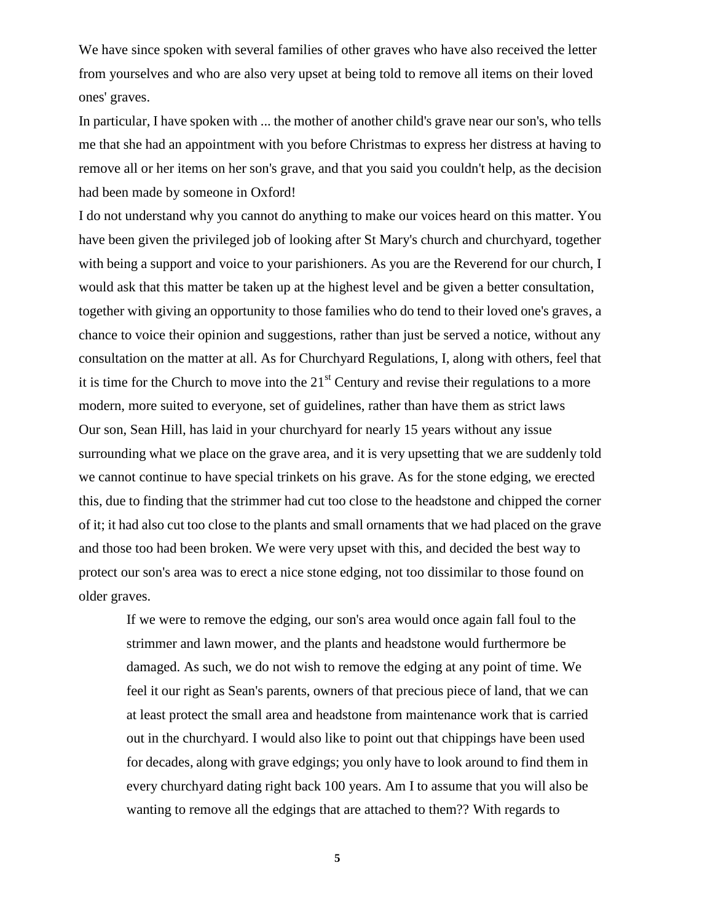We have since spoken with several families of other graves who have also received the letter from yourselves and who are also very upset at being told to remove all items on their loved ones' graves.

In particular, I have spoken with ... the mother of another child's grave near our son's, who tells me that she had an appointment with you before Christmas to express her distress at having to remove all or her items on her son's grave, and that you said you couldn't help, as the decision had been made by someone in Oxford!

I do not understand why you cannot do anything to make our voices heard on this matter. You have been given the privileged job of looking after St Mary's church and churchyard, together with being a support and voice to your parishioners. As you are the Reverend for our church, I would ask that this matter be taken up at the highest level and be given a better consultation, together with giving an opportunity to those families who do tend to their loved one's graves, a chance to voice their opinion and suggestions, rather than just be served a notice, without any consultation on the matter at all. As for Churchyard Regulations, I, along with others, feel that it is time for the Church to move into the 21st Century and revise their regulations to a more modern, more suited to everyone, set of guidelines, rather than have them as strict laws

Our son, Sean Hill, has laid in your churchyard for nearly 15 years without any issue surrounding what we place on the grave area, and it is very upsetting that we are suddenly told we cannot continue to have special trinkets on his grave. As for the stone edging, we erected this, due to finding that the strimmer had cut too close to the headstone and chipped the corner of it; it had also cut too close to the plants and small ornaments that we had placed on the grave and those too had been broken. We were very upset with this, and decided the best way to protect our son's area was to erect a nice stone edging, not too dissimilar to those found on older graves.

> If we were to remove the edging, our son's area would once again fall foul to the strimmer and lawn mower, and the plants and headstone would furthermore be damaged. As such, we do not wish to remove the edging at any point of time. We feel it our right as Sean's parents, owners of that precious piece of land, that we can at least protect the small area and headstone from maintenance work that is carried out in the churchyard. I would also like to point out that chippings have been used for decades, along with grave edgings; you only have to look around to find them in every churchyard dating right back 100 years. Am I to assume that you will also be wanting to remove all the edgings that are attached to them?? With regards to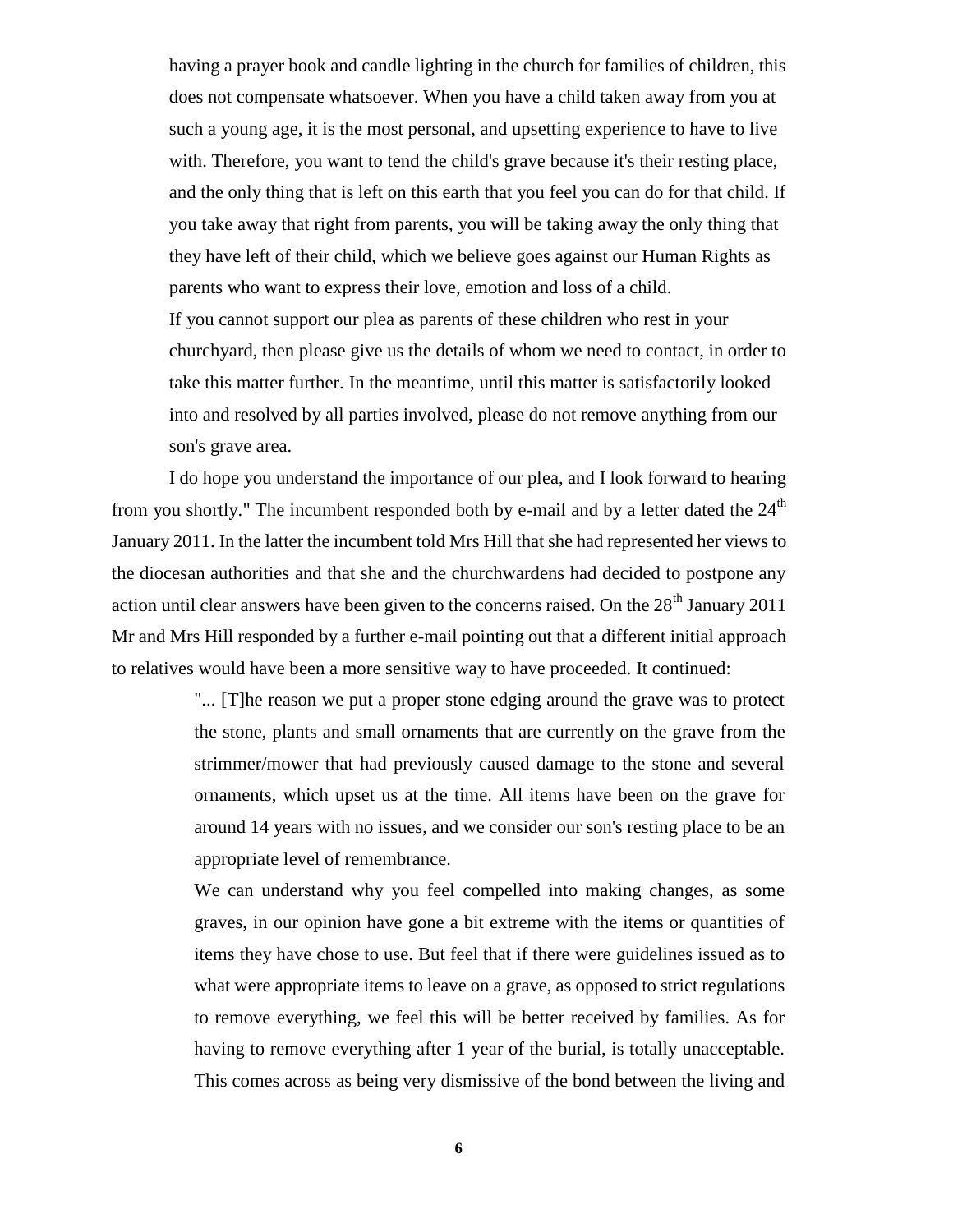> having a prayer book and candle lighting in the church for families of children, this does not compensate whatsoever. When you have a child taken away from you at such a young age, it is the most personal, and upsetting experience to have to live with. Therefore, you want to tend the child's grave because it's their resting place, and the only thing that is left on this earth that you feel you can do for that child. If you take away that right from parents, you will be taking away the only thing that they have left of their child, which we believe goes against our Human Rights as parents who want to express their love, emotion and loss of a child.
>
> If you cannot support our plea as parents of these children who rest in your churchyard, then please give us the details of whom we need to contact, in order to take this matter further. In the meantime, until this matter is satisfactorily looked into and resolved by all parties involved, please do not remove anything from our son's grave area.

I do hope you understand the importance of our plea, and I look forward to hearing from you shortly." The incumbent responded both by e-mail and by a letter dated the 24th January 2011. In the latter the incumbent told Mrs Hill that she had represented her views to the diocesan authorities and that she and the churchwardens had decided to postpone any action until clear answers have been given to the concerns raised. On the 28th January 2011 Mr and Mrs Hill responded by a further e-mail pointing out that a different initial approach to relatives would have been a more sensitive way to have proceeded. It continued:

> "... [T]he reason we put a proper stone edging around the grave was to protect the stone, plants and small ornaments that are currently on the grave from the strimmer/mower that had previously caused damage to the stone and several ornaments, which upset us at the time. All items have been on the grave for around 14 years with no issues, and we consider our son's resting place to be an appropriate level of remembrance.
>
> We can understand why you feel compelled into making changes, as some graves, in our opinion have gone a bit extreme with the items or quantities of items they have chose to use. But feel that if there were guidelines issued as to what were appropriate items to leave on a grave, as opposed to strict regulations to remove everything, we feel this will be better received by families. As for having to remove everything after 1 year of the burial, is totally unacceptable. This comes across as being very dismissive of the bond between the living and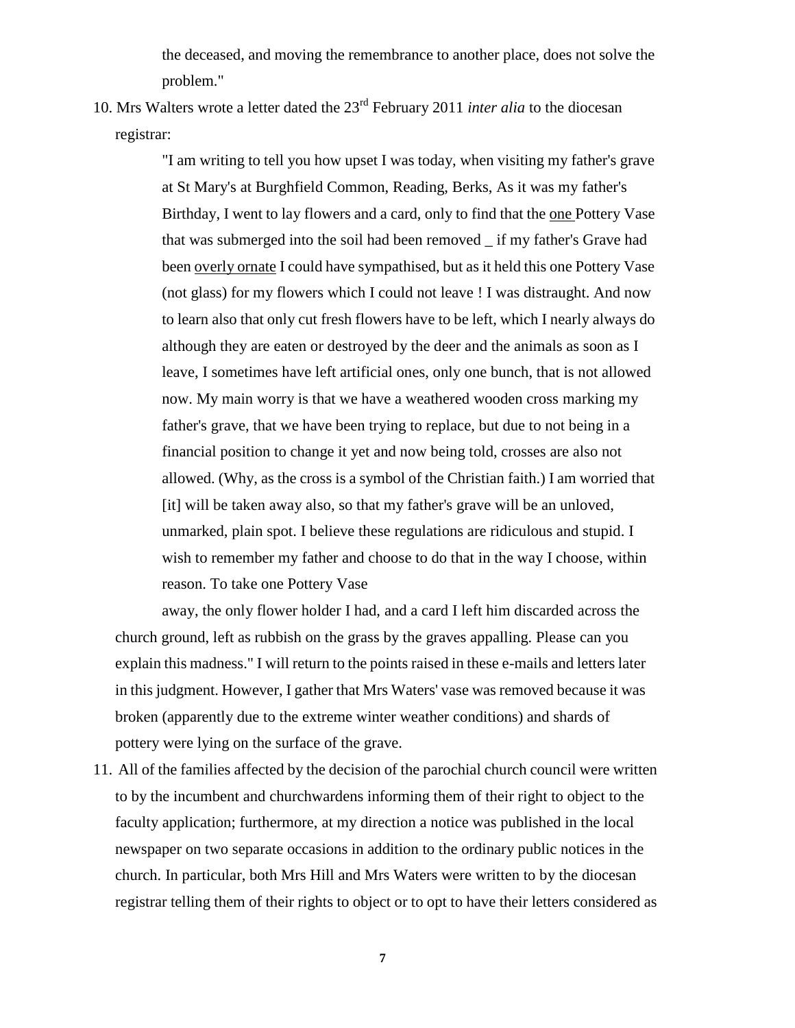the deceased, and moving the remembrance to another place, does not solve the problem."

10. Mrs Walters wrote a letter dated the 23rd February 2011 *inter alia* to the diocesan registrar:

    > "I am writing to tell you how upset I was today, when visiting my father's grave at St Mary's at Burghfield Common, Reading, Berks, As it was my father's Birthday, I went to lay flowers and a card, only to find that the <u>one</u> Pottery Vase that was submerged into the soil had been removed _ if my father's Grave had been <u>overly ornate</u> I could have sympathised, but as it held this one Pottery Vase (not glass) for my flowers which I could not leave ! I was distraught. And now to learn also that only cut fresh flowers have to be left, which I nearly always do although they are eaten or destroyed by the deer and the animals as soon as I leave, I sometimes have left artificial ones, only one bunch, that is not allowed now. My main worry is that we have a weathered wooden cross marking my father's grave, that we have been trying to replace, but due to not being in a financial position to change it yet and now being told, crosses are also not allowed. (Why, as the cross is a symbol of the Christian faith.) I am worried that [it] will be taken away also, so that my father's grave will be an unloved, unmarked, plain spot. I believe these regulations are ridiculous and stupid. I wish to remember my father and choose to do that in the way I choose, within reason. To take one Pottery Vase
    >
    > away, the only flower holder I had, and a card I left him discarded across the church ground, left as rubbish on the grass by the graves appalling. Please can you explain this madness."

    I will return to the points raised in these e-mails and letters later in this judgment. However, I gather that Mrs Waters' vase was removed because it was broken (apparently due to the extreme winter weather conditions) and shards of pottery were lying on the surface of the grave.

11. All of the families affected by the decision of the parochial church council were written to by the incumbent and churchwardens informing them of their right to object to the faculty application; furthermore, at my direction a notice was published in the local newspaper on two separate occasions in addition to the ordinary public notices in the church. In particular, both Mrs Hill and Mrs Waters were written to by the diocesan registrar telling them of their rights to object or to opt to have their letters considered as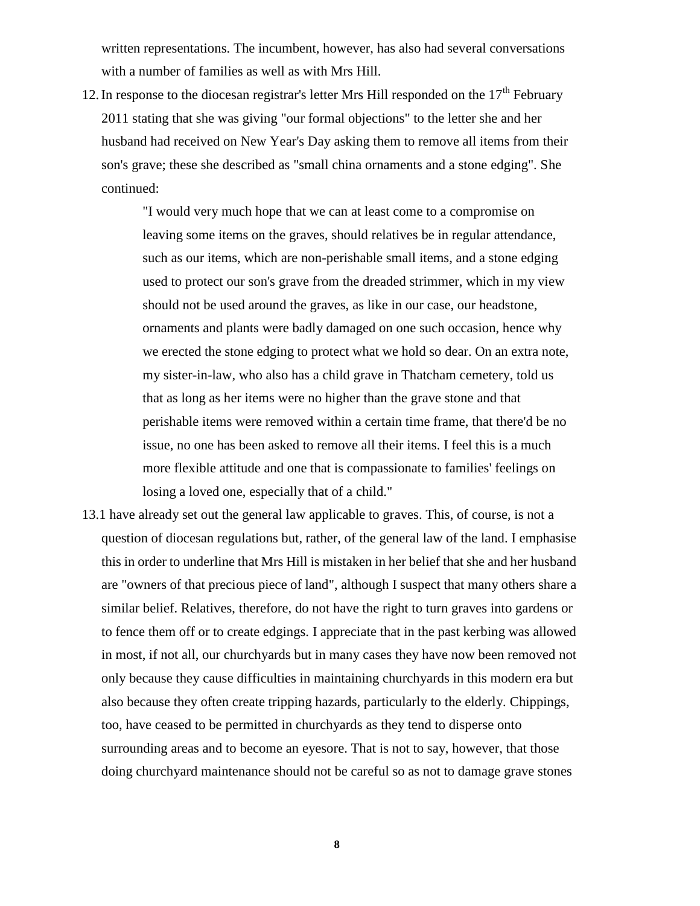written representations. The incumbent, however, has also had several conversations with a number of families as well as with Mrs Hill.

12. In response to the diocesan registrar's letter Mrs Hill responded on the 17th February 2011 stating that she was giving "our formal objections" to the letter she and her husband had received on New Year's Day asking them to remove all items from their son's grave; these she described as "small china ornaments and a stone edging". She continued:

    > "I would very much hope that we can at least come to a compromise on leaving some items on the graves, should relatives be in regular attendance, such as our items, which are non-perishable small items, and a stone edging used to protect our son's grave from the dreaded strimmer, which in my view should not be used around the graves, as like in our case, our headstone, ornaments and plants were badly damaged on one such occasion, hence why we erected the stone edging to protect what we hold so dear. On an extra note, my sister-in-law, who also has a child grave in Thatcham cemetery, told us that as long as her items were no higher than the grave stone and that perishable items were removed within a certain time frame, that there'd be no issue, no one has been asked to remove all their items. I feel this is a much more flexible attitude and one that is compassionate to families' feelings on losing a loved one, especially that of a child."

13. I have already set out the general law applicable to graves. This, of course, is not a question of diocesan regulations but, rather, of the general law of the land. I emphasise this in order to underline that Mrs Hill is mistaken in her belief that she and her husband are "owners of that precious piece of land", although I suspect that many others share a similar belief. Relatives, therefore, do not have the right to turn graves into gardens or to fence them off or to create edgings. I appreciate that in the past kerbing was allowed in most, if not all, our churchyards but in many cases they have now been removed not only because they cause difficulties in maintaining churchyards in this modern era but also because they often create tripping hazards, particularly to the elderly. Chippings, too, have ceased to be permitted in churchyards as they tend to disperse onto surrounding areas and to become an eyesore. That is not to say, however, that those doing churchyard maintenance should not be careful so as not to damage grave stones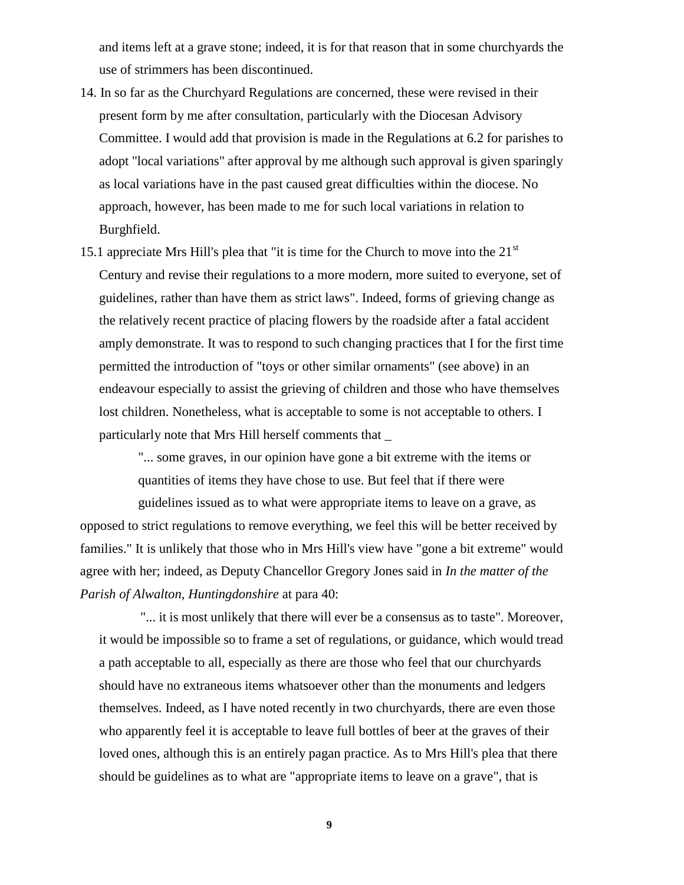and items left at a grave stone; indeed, it is for that reason that in some churchyards the use of strimmers has been discontinued.

14. In so far as the Churchyard Regulations are concerned, these were revised in their present form by me after consultation, particularly with the Diocesan Advisory Committee. I would add that provision is made in the Regulations at 6.2 for parishes to adopt "local variations" after approval by me although such approval is given sparingly as local variations have in the past caused great difficulties within the diocese. No approach, however, has been made to me for such local variations in relation to Burghfield.

15. I appreciate Mrs Hill's plea that "it is time for the Church to move into the 21st Century and revise their regulations to a more modern, more suited to everyone, set of guidelines, rather than have them as strict laws". Indeed, forms of grieving change as the relatively recent practice of placing flowers by the roadside after a fatal accident amply demonstrate. It was to respond to such changing practices that I for the first time permitted the introduction of "toys or other similar ornaments" (see above) in an endeavour especially to assist the grieving of children and those who have themselves lost children. Nonetheless, what is acceptable to some is not acceptable to others. I particularly note that Mrs Hill herself comments that _

> "... some graves, in our opinion have gone a bit extreme with the items or quantities of items they have chose to use. But feel that if there were guidelines issued as to what were appropriate items to leave on a grave, as opposed to strict regulations to remove everything, we feel this will be better received by families."

It is unlikely that those who in Mrs Hill's view have "gone a bit extreme" would agree with her; indeed, as Deputy Chancellor Gregory Jones said in *In the matter of the Parish of Alwalton, Huntingdonshire* at para 40:

> "... it is most unlikely that there will ever be a consensus as to taste".

Moreover, it would be impossible so to frame a set of regulations, or guidance, which would tread a path acceptable to all, especially as there are those who feel that our churchyards should have no extraneous items whatsoever other than the monuments and ledgers themselves. Indeed, as I have noted recently in two churchyards, there are even those who apparently feel it is acceptable to leave full bottles of beer at the graves of their loved ones, although this is an entirely pagan practice. As to Mrs Hill's plea that there should be guidelines as to what are "appropriate items to leave on a grave", that is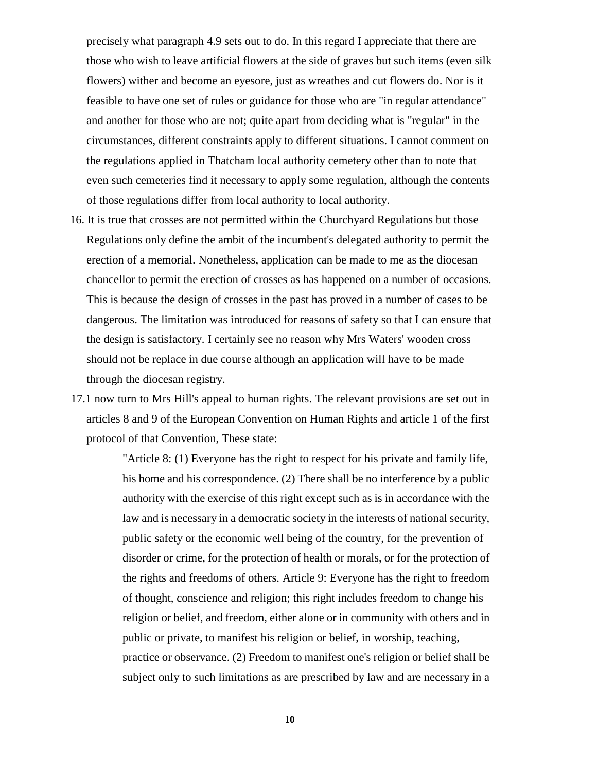precisely what paragraph 4.9 sets out to do. In this regard I appreciate that there are those who wish to leave artificial flowers at the side of graves but such items (even silk flowers) wither and become an eyesore, just as wreathes and cut flowers do. Nor is it feasible to have one set of rules or guidance for those who are "in regular attendance" and another for those who are not; quite apart from deciding what is "regular" in the circumstances, different constraints apply to different situations. I cannot comment on the regulations applied in Thatcham local authority cemetery other than to note that even such cemeteries find it necessary to apply some regulation, although the contents of those regulations differ from local authority to local authority.

16. It is true that crosses are not permitted within the Churchyard Regulations but those Regulations only define the ambit of the incumbent's delegated authority to permit the erection of a memorial. Nonetheless, application can be made to me as the diocesan chancellor to permit the erection of crosses as has happened on a number of occasions. This is because the design of crosses in the past has proved in a number of cases to be dangerous. The limitation was introduced for reasons of safety so that I can ensure that the design is satisfactory. I certainly see no reason why Mrs Waters' wooden cross should not be replace in due course although an application will have to be made through the diocesan registry.

17.1 now turn to Mrs Hill's appeal to human rights. The relevant provisions are set out in articles 8 and 9 of the European Convention on Human Rights and article 1 of the first protocol of that Convention, These state:

> "Article 8: (1) Everyone has the right to respect for his private and family life, his home and his correspondence. (2) There shall be no interference by a public authority with the exercise of this right except such as is in accordance with the law and is necessary in a democratic society in the interests of national security, public safety or the economic well being of the country, for the prevention of disorder or crime, for the protection of health or morals, or for the protection of the rights and freedoms of others. Article 9: Everyone has the right to freedom of thought, conscience and religion; this right includes freedom to change his religion or belief, and freedom, either alone or in community with others and in public or private, to manifest his religion or belief, in worship, teaching, practice or observance. (2) Freedom to manifest one's religion or belief shall be subject only to such limitations as are prescribed by law and are necessary in a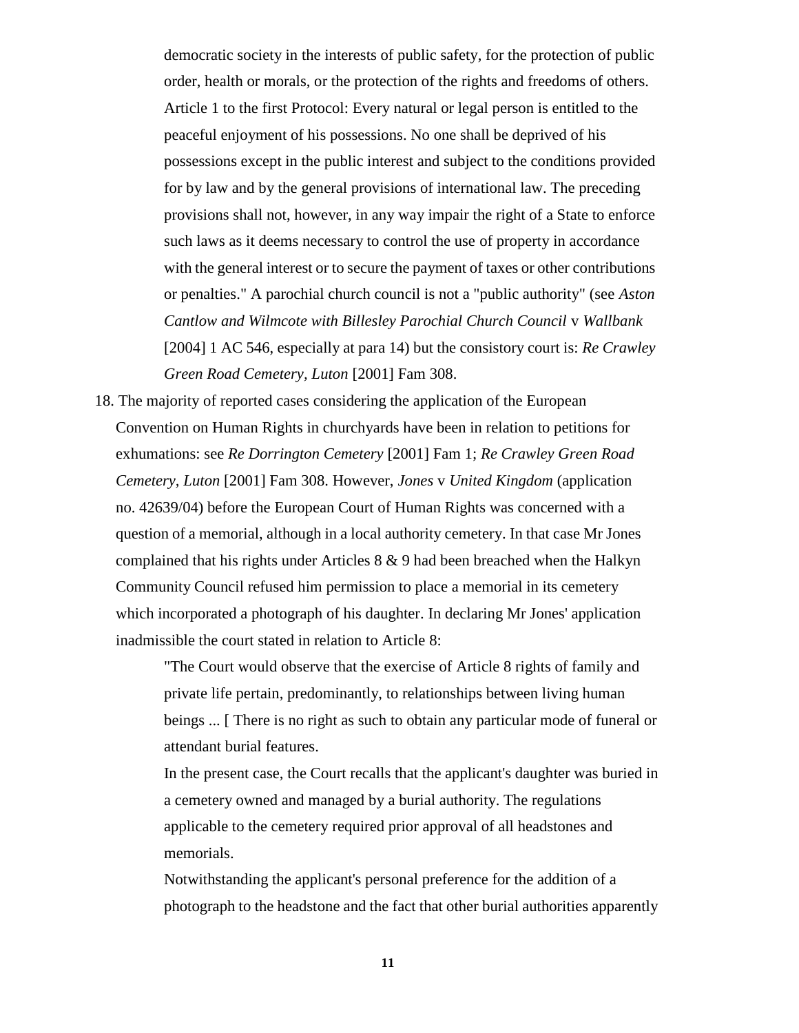democratic society in the interests of public safety, for the protection of public order, health or morals, or the protection of the rights and freedoms of others. Article 1 to the first Protocol: Every natural or legal person is entitled to the peaceful enjoyment of his possessions. No one shall be deprived of his possessions except in the public interest and subject to the conditions provided for by law and by the general provisions of international law. The preceding provisions shall not, however, in any way impair the right of a State to enforce such laws as it deems necessary to control the use of property in accordance with the general interest or to secure the payment of taxes or other contributions or penalties." A parochial church council is not a "public authority" (see *Aston Cantlow and Wilmcote with Billesley Parochial Church Council* v *Wallbank* [2004] 1 AC 546, especially at para 14) but the consistory court is: *Re Crawley Green Road Cemetery, Luton* [2001] Fam 308.

18. The majority of reported cases considering the application of the European Convention on Human Rights in churchyards have been in relation to petitions for exhumations: see *Re Dorrington Cemetery* [2001] Fam 1; *Re Crawley Green Road Cemetery, Luton* [2001] Fam 308. However, *Jones* v *United Kingdom* (application no. 42639/04) before the European Court of Human Rights was concerned with a question of a memorial, although in a local authority cemetery. In that case Mr Jones complained that his rights under Articles 8 & 9 had been breached when the Halkyn Community Council refused him permission to place a memorial in its cemetery which incorporated a photograph of his daughter. In declaring Mr Jones' application inadmissible the court stated in relation to Article 8:

> "The Court would observe that the exercise of Article 8 rights of family and private life pertain, predominantly, to relationships between living human beings ... [ There is no right as such to obtain any particular mode of funeral or attendant burial features.
>
> In the present case, the Court recalls that the applicant's daughter was buried in a cemetery owned and managed by a burial authority. The regulations applicable to the cemetery required prior approval of all headstones and memorials.
>
> Notwithstanding the applicant's personal preference for the addition of a photograph to the headstone and the fact that other burial authorities apparently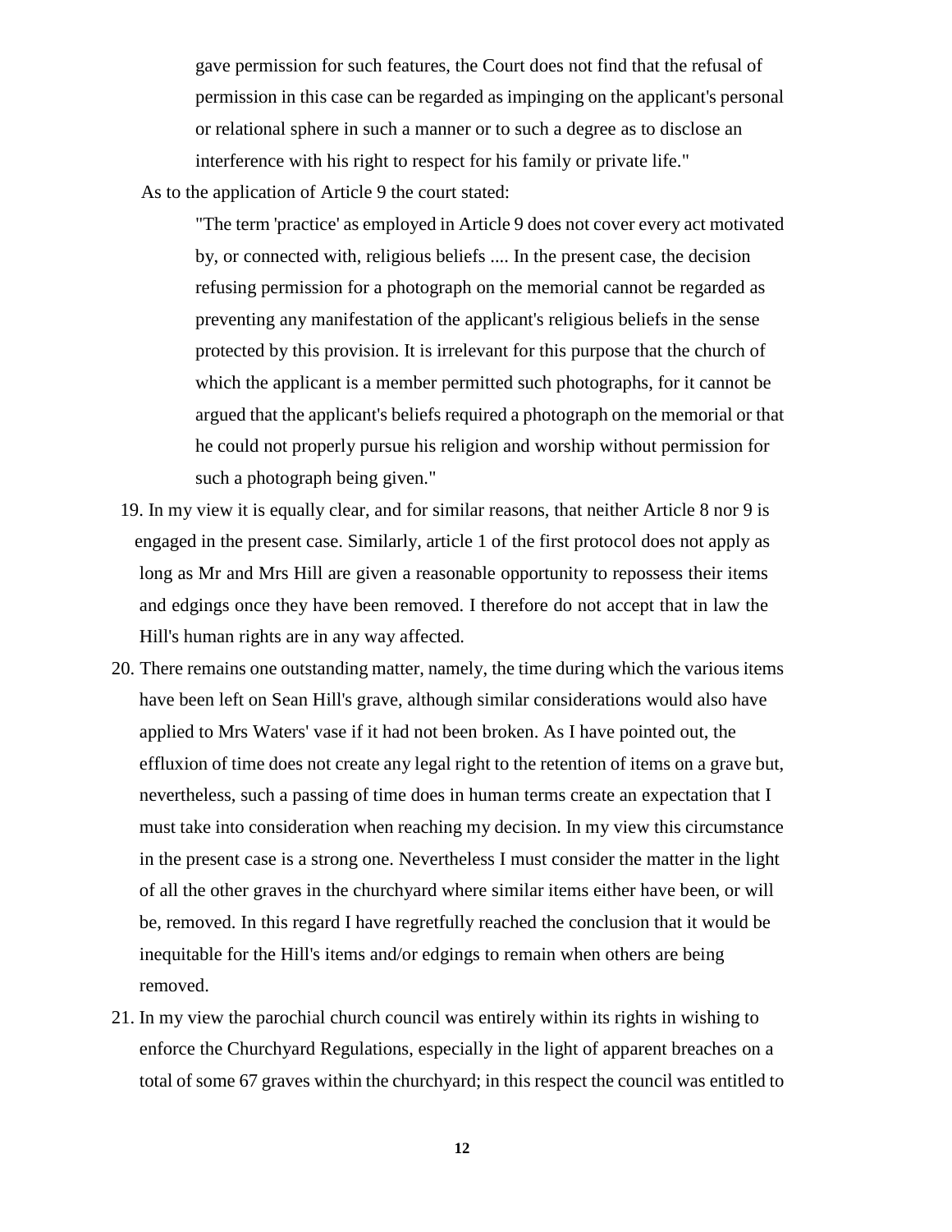> gave permission for such features, the Court does not find that the refusal of permission in this case can be regarded as impinging on the applicant's personal or relational sphere in such a manner or to such a degree as to disclose an interference with his right to respect for his family or private life."

As to the application of Article 9 the court stated:

> "The term 'practice' as employed in Article 9 does not cover every act motivated by, or connected with, religious beliefs .... In the present case, the decision refusing permission for a photograph on the memorial cannot be regarded as preventing any manifestation of the applicant's religious beliefs in the sense protected by this provision. It is irrelevant for this purpose that the church of which the applicant is a member permitted such photographs, for it cannot be argued that the applicant's beliefs required a photograph on the memorial or that he could not properly pursue his religion and worship without permission for such a photograph being given."

19. In my view it is equally clear, and for similar reasons, that neither Article 8 nor 9 is engaged in the present case. Similarly, article 1 of the first protocol does not apply as long as Mr and Mrs Hill are given a reasonable opportunity to repossess their items and edgings once they have been removed. I therefore do not accept that in law the Hill's human rights are in any way affected.

20. There remains one outstanding matter, namely, the time during which the various items have been left on Sean Hill's grave, although similar considerations would also have applied to Mrs Waters' vase if it had not been broken. As I have pointed out, the effluxion of time does not create any legal right to the retention of items on a grave but, nevertheless, such a passing of time does in human terms create an expectation that I must take into consideration when reaching my decision. In my view this circumstance in the present case is a strong one. Nevertheless I must consider the matter in the light of all the other graves in the churchyard where similar items either have been, or will be, removed. In this regard I have regretfully reached the conclusion that it would be inequitable for the Hill's items and/or edgings to remain when others are being removed.

21. In my view the parochial church council was entirely within its rights in wishing to enforce the Churchyard Regulations, especially in the light of apparent breaches on a total of some 67 graves within the churchyard; in this respect the council was entitled to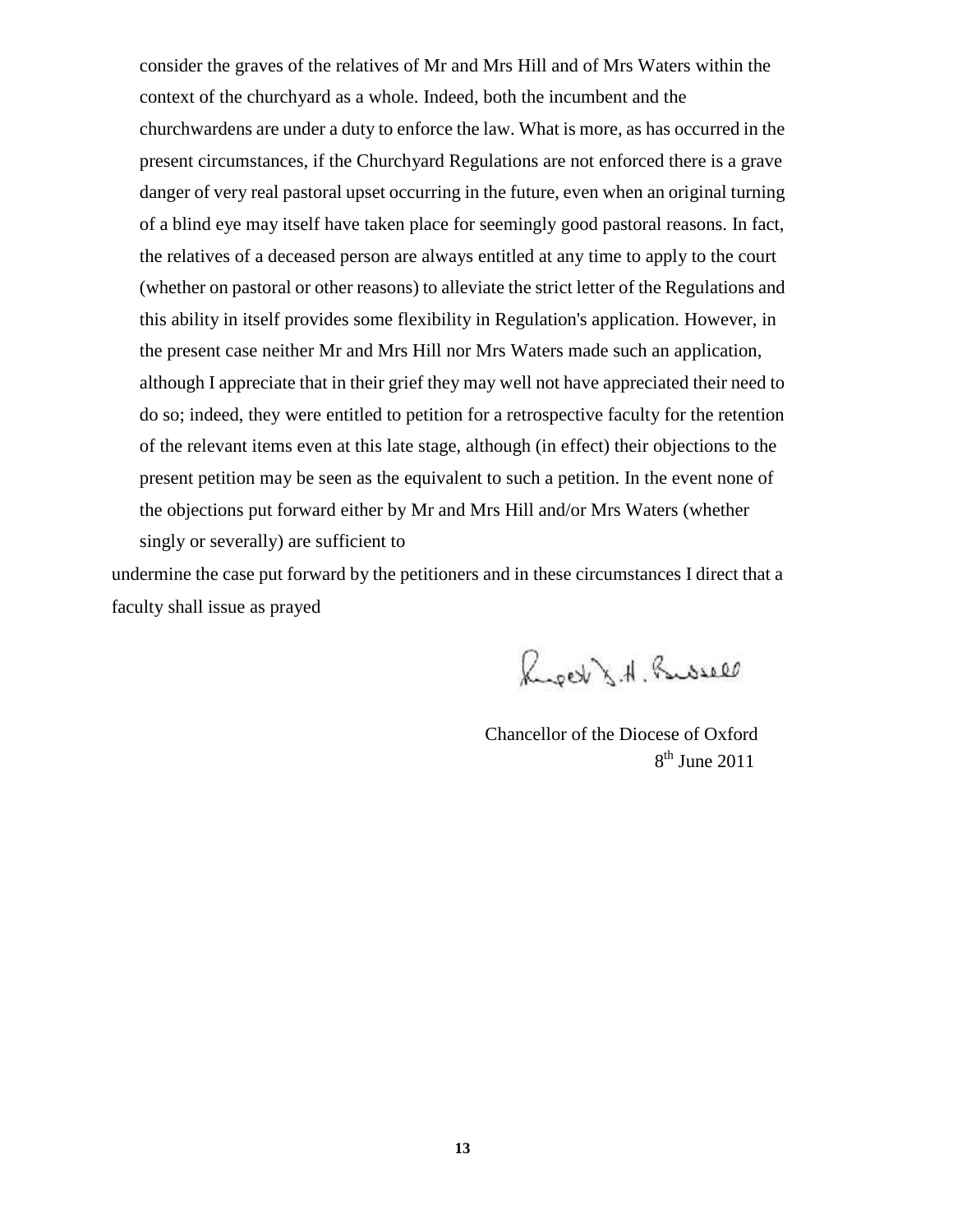consider the graves of the relatives of Mr and Mrs Hill and of Mrs Waters within the context of the churchyard as a whole. Indeed, both the incumbent and the churchwardens are under a duty to enforce the law. What is more, as has occurred in the present circumstances, if the Churchyard Regulations are not enforced there is a grave danger of very real pastoral upset occurring in the future, even when an original turning of a blind eye may itself have taken place for seemingly good pastoral reasons. In fact, the relatives of a deceased person are always entitled at any time to apply to the court (whether on pastoral or other reasons) to alleviate the strict letter of the Regulations and this ability in itself provides some flexibility in Regulation's application. However, in the present case neither Mr and Mrs Hill nor Mrs Waters made such an application, although I appreciate that in their grief they may well not have appreciated their need to do so; indeed, they were entitled to petition for a retrospective faculty for the retention of the relevant items even at this late stage, although (in effect) their objections to the present petition may be seen as the equivalent to such a petition. In the event none of the objections put forward either by Mr and Mrs Hill and/or Mrs Waters (whether singly or severally) are sufficient to undermine the case put forward by the petitioners and in these circumstances I direct that a faculty shall issue as prayed

Rupert D.H. Bursell

Chancellor of the Diocese of Oxford
8th June 2011